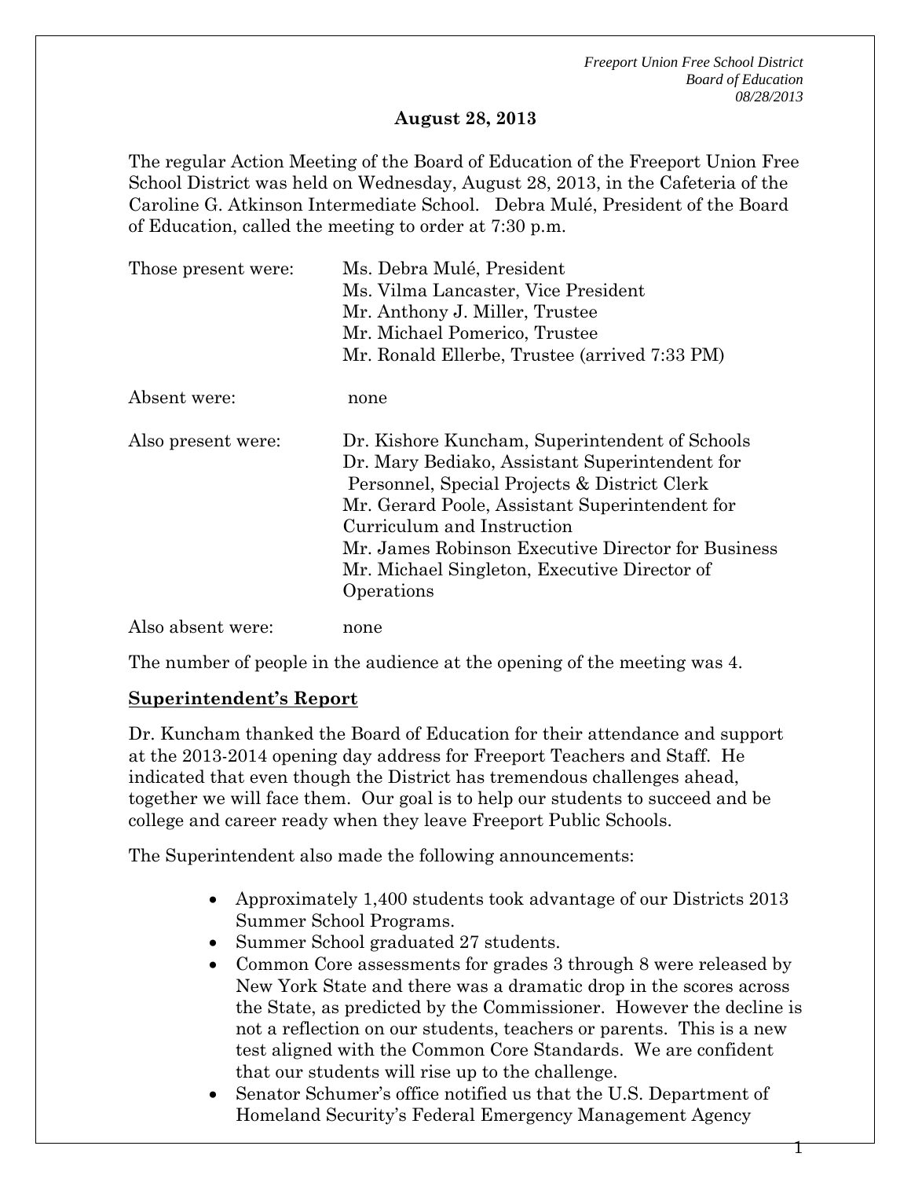## August 28, 2013

The regular Action Meeting of the Board of Education of the Freeport Union Free School District was held on Wednesday, August 28, 2013, in the Cafeteria of the Caroline G. Atkinson Intermediate School. Debra Mulé, President of the Board of Education, called the meeting to order at 7:30 p.m.

| | |
|---|---|
| Those present were: | Ms. Debra Mulé, President<br>Ms. Vilma Lancaster, Vice President<br>Mr. Anthony J. Miller, Trustee<br>Mr. Michael Pomerico, Trustee<br>Mr. Ronald Ellerbe, Trustee (arrived 7:33 PM) |
| Absent were: | none |
| Also present were: | Dr. Kishore Kuncham, Superintendent of Schools<br>Dr. Mary Bediako, Assistant Superintendent for Personnel, Special Projects & District Clerk<br>Mr. Gerard Poole, Assistant Superintendent for Curriculum and Instruction<br>Mr. James Robinson Executive Director for Business<br>Mr. Michael Singleton, Executive Director of Operations |
| Also absent were: | none |

The number of people in the audience at the opening of the meeting was 4.

**Superintendent's Report**

Dr. Kuncham thanked the Board of Education for their attendance and support at the 2013-2014 opening day address for Freeport Teachers and Staff. He indicated that even though the District has tremendous challenges ahead, together we will face them. Our goal is to help our students to succeed and be college and career ready when they leave Freeport Public Schools.

The Superintendent also made the following announcements:

- Approximately 1,400 students took advantage of our Districts 2013 Summer School Programs.
- Summer School graduated 27 students.
- Common Core assessments for grades 3 through 8 were released by New York State and there was a dramatic drop in the scores across the State, as predicted by the Commissioner. However the decline is not a reflection on our students, teachers or parents. This is a new test aligned with the Common Core Standards. We are confident that our students will rise up to the challenge.
- Senator Schumer's office notified us that the U.S. Department of Homeland Security's Federal Emergency Management Agency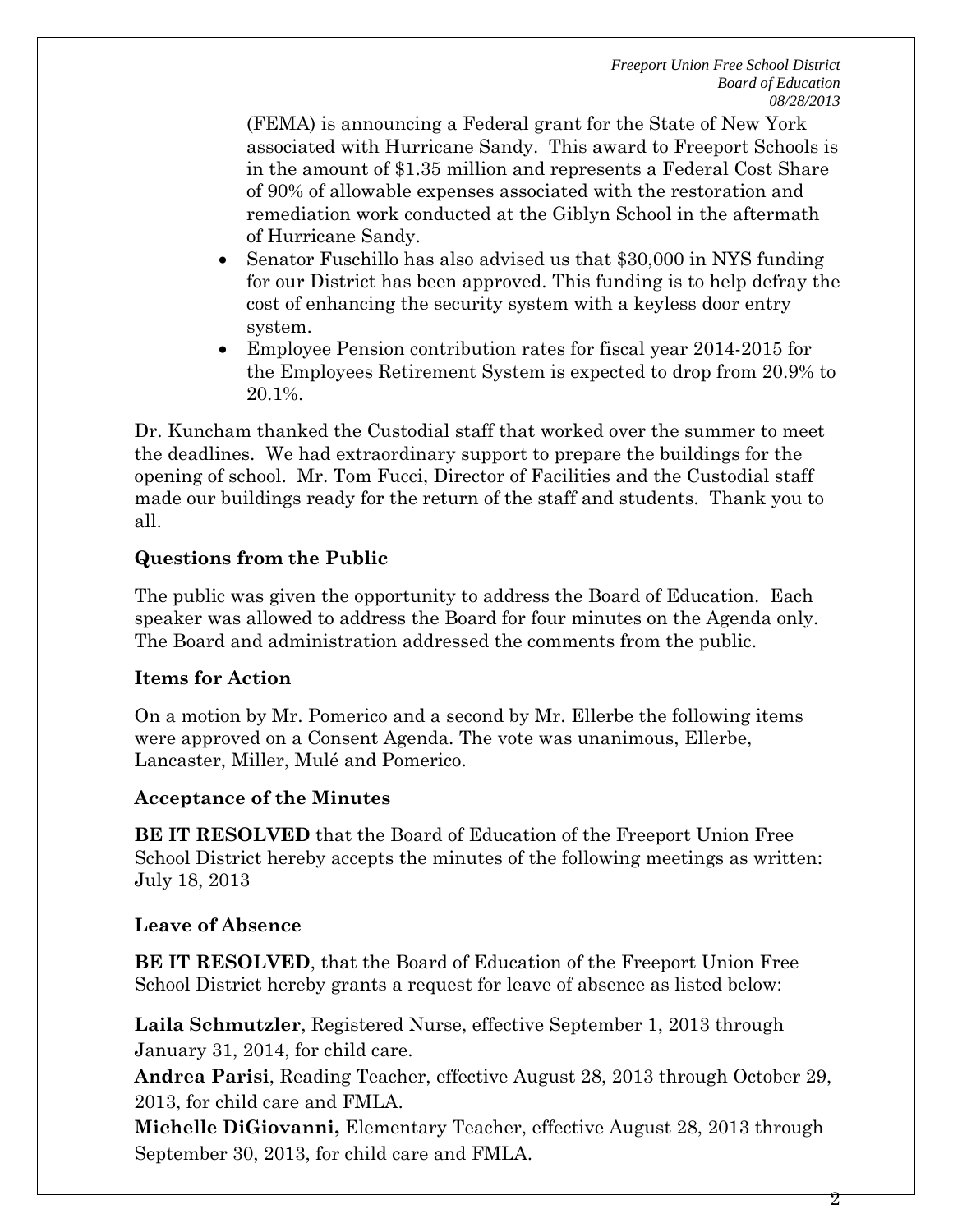(FEMA) is announcing a Federal grant for the State of New York associated with Hurricane Sandy. This award to Freeport Schools is in the amount of $1.35 million and represents a Federal Cost Share of 90% of allowable expenses associated with the restoration and remediation work conducted at the Giblyn School in the aftermath of Hurricane Sandy.

- Senator Fuschillo has also advised us that $30,000 in NYS funding for our District has been approved. This funding is to help defray the cost of enhancing the security system with a keyless door entry system.
- Employee Pension contribution rates for fiscal year 2014-2015 for the Employees Retirement System is expected to drop from 20.9% to 20.1%.

Dr. Kuncham thanked the Custodial staff that worked over the summer to meet the deadlines. We had extraordinary support to prepare the buildings for the opening of school. Mr. Tom Fucci, Director of Facilities and the Custodial staff made our buildings ready for the return of the staff and students. Thank you to all.

### Questions from the Public

The public was given the opportunity to address the Board of Education. Each speaker was allowed to address the Board for four minutes on the Agenda only. The Board and administration addressed the comments from the public.

### Items for Action

On a motion by Mr. Pomerico and a second by Mr. Ellerbe the following items were approved on a Consent Agenda. The vote was unanimous, Ellerbe, Lancaster, Miller, Mulé and Pomerico.

### Acceptance of the Minutes

**BE IT RESOLVED** that the Board of Education of the Freeport Union Free School District hereby accepts the minutes of the following meetings as written: July 18, 2013

### Leave of Absence

**BE IT RESOLVED**, that the Board of Education of the Freeport Union Free School District hereby grants a request for leave of absence as listed below:

**Laila Schmutzler**, Registered Nurse, effective September 1, 2013 through January 31, 2014, for child care.

**Andrea Parisi**, Reading Teacher, effective August 28, 2013 through October 29, 2013, for child care and FMLA.

**Michelle DiGiovanni,** Elementary Teacher, effective August 28, 2013 through September 30, 2013, for child care and FMLA.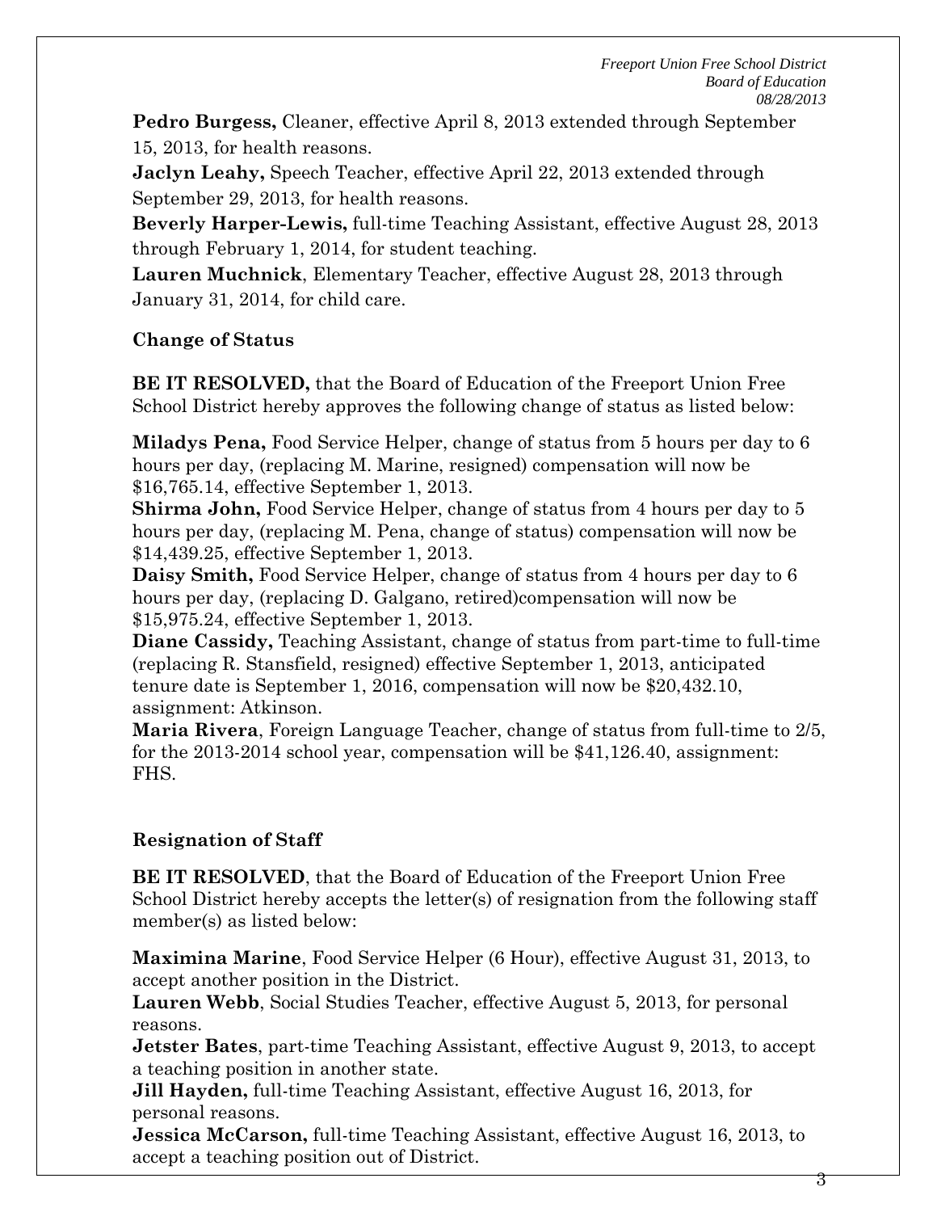**Pedro Burgess,** Cleaner, effective April 8, 2013 extended through September 15, 2013, for health reasons.
**Jaclyn Leahy,** Speech Teacher, effective April 22, 2013 extended through September 29, 2013, for health reasons.
**Beverly Harper-Lewis,** full-time Teaching Assistant, effective August 28, 2013 through February 1, 2014, for student teaching.
**Lauren Muchnick**, Elementary Teacher, effective August 28, 2013 through January 31, 2014, for child care.

### Change of Status

**BE IT RESOLVED,** that the Board of Education of the Freeport Union Free School District hereby approves the following change of status as listed below:

**Miladys Pena,** Food Service Helper, change of status from 5 hours per day to 6 hours per day, (replacing M. Marine, resigned) compensation will now be $16,765.14, effective September 1, 2013.
**Shirma John,** Food Service Helper, change of status from 4 hours per day to 5 hours per day, (replacing M. Pena, change of status) compensation will now be $14,439.25, effective September 1, 2013.
**Daisy Smith,** Food Service Helper, change of status from 4 hours per day to 6 hours per day, (replacing D. Galgano, retired)compensation will now be $15,975.24, effective September 1, 2013.
**Diane Cassidy,** Teaching Assistant, change of status from part-time to full-time (replacing R. Stansfield, resigned) effective September 1, 2013, anticipated tenure date is September 1, 2016, compensation will now be $20,432.10, assignment: Atkinson.
**Maria Rivera**, Foreign Language Teacher, change of status from full-time to 2/5, for the 2013-2014 school year, compensation will be $41,126.40, assignment: FHS.

### Resignation of Staff

**BE IT RESOLVED**, that the Board of Education of the Freeport Union Free School District hereby accepts the letter(s) of resignation from the following staff member(s) as listed below:

**Maximina Marine**, Food Service Helper (6 Hour), effective August 31, 2013, to accept another position in the District.
**Lauren Webb**, Social Studies Teacher, effective August 5, 2013, for personal reasons.
**Jetster Bates**, part-time Teaching Assistant, effective August 9, 2013, to accept a teaching position in another state.
**Jill Hayden,** full-time Teaching Assistant, effective August 16, 2013, for personal reasons.
**Jessica McCarson,** full-time Teaching Assistant, effective August 16, 2013, to accept a teaching position out of District.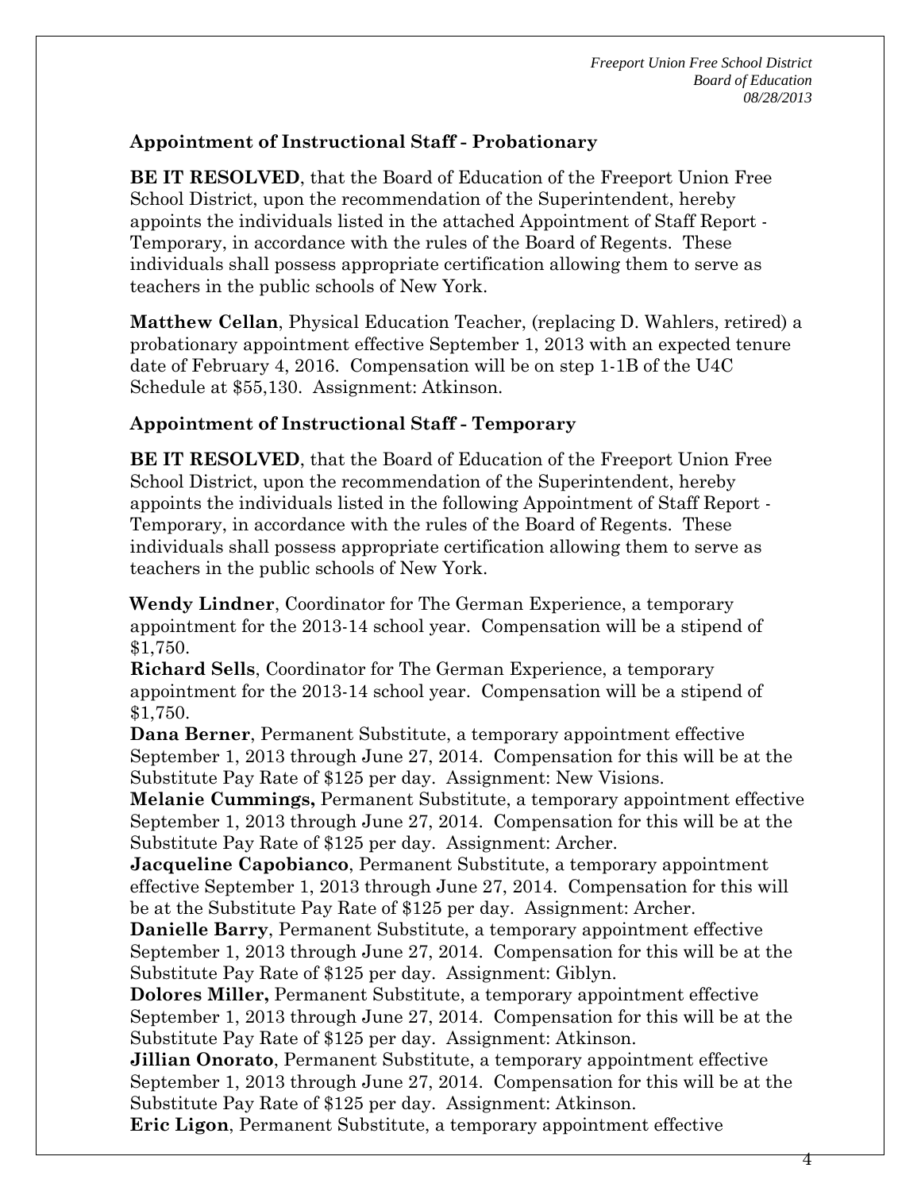## Appointment of Instructional Staff - Probationary

**BE IT RESOLVED**, that the Board of Education of the Freeport Union Free School District, upon the recommendation of the Superintendent, hereby appoints the individuals listed in the attached Appointment of Staff Report - Temporary, in accordance with the rules of the Board of Regents. These individuals shall possess appropriate certification allowing them to serve as teachers in the public schools of New York.

**Matthew Cellan**, Physical Education Teacher, (replacing D. Wahlers, retired) a probationary appointment effective September 1, 2013 with an expected tenure date of February 4, 2016. Compensation will be on step 1-1B of the U4C Schedule at $55,130. Assignment: Atkinson.

## Appointment of Instructional Staff - Temporary

**BE IT RESOLVED**, that the Board of Education of the Freeport Union Free School District, upon the recommendation of the Superintendent, hereby appoints the individuals listed in the following Appointment of Staff Report - Temporary, in accordance with the rules of the Board of Regents. These individuals shall possess appropriate certification allowing them to serve as teachers in the public schools of New York.

**Wendy Lindner**, Coordinator for The German Experience, a temporary appointment for the 2013-14 school year. Compensation will be a stipend of $1,750.

**Richard Sells**, Coordinator for The German Experience, a temporary appointment for the 2013-14 school year. Compensation will be a stipend of $1,750.

**Dana Berner**, Permanent Substitute, a temporary appointment effective September 1, 2013 through June 27, 2014. Compensation for this will be at the Substitute Pay Rate of $125 per day. Assignment: New Visions.

**Melanie Cummings,** Permanent Substitute, a temporary appointment effective September 1, 2013 through June 27, 2014. Compensation for this will be at the Substitute Pay Rate of $125 per day. Assignment: Archer.

**Jacqueline Capobianco**, Permanent Substitute, a temporary appointment effective September 1, 2013 through June 27, 2014. Compensation for this will be at the Substitute Pay Rate of $125 per day. Assignment: Archer.

**Danielle Barry**, Permanent Substitute, a temporary appointment effective September 1, 2013 through June 27, 2014. Compensation for this will be at the Substitute Pay Rate of $125 per day. Assignment: Giblyn.

**Dolores Miller,** Permanent Substitute, a temporary appointment effective September 1, 2013 through June 27, 2014. Compensation for this will be at the Substitute Pay Rate of $125 per day. Assignment: Atkinson.

**Jillian Onorato**, Permanent Substitute, a temporary appointment effective September 1, 2013 through June 27, 2014. Compensation for this will be at the Substitute Pay Rate of $125 per day. Assignment: Atkinson.

**Eric Ligon**, Permanent Substitute, a temporary appointment effective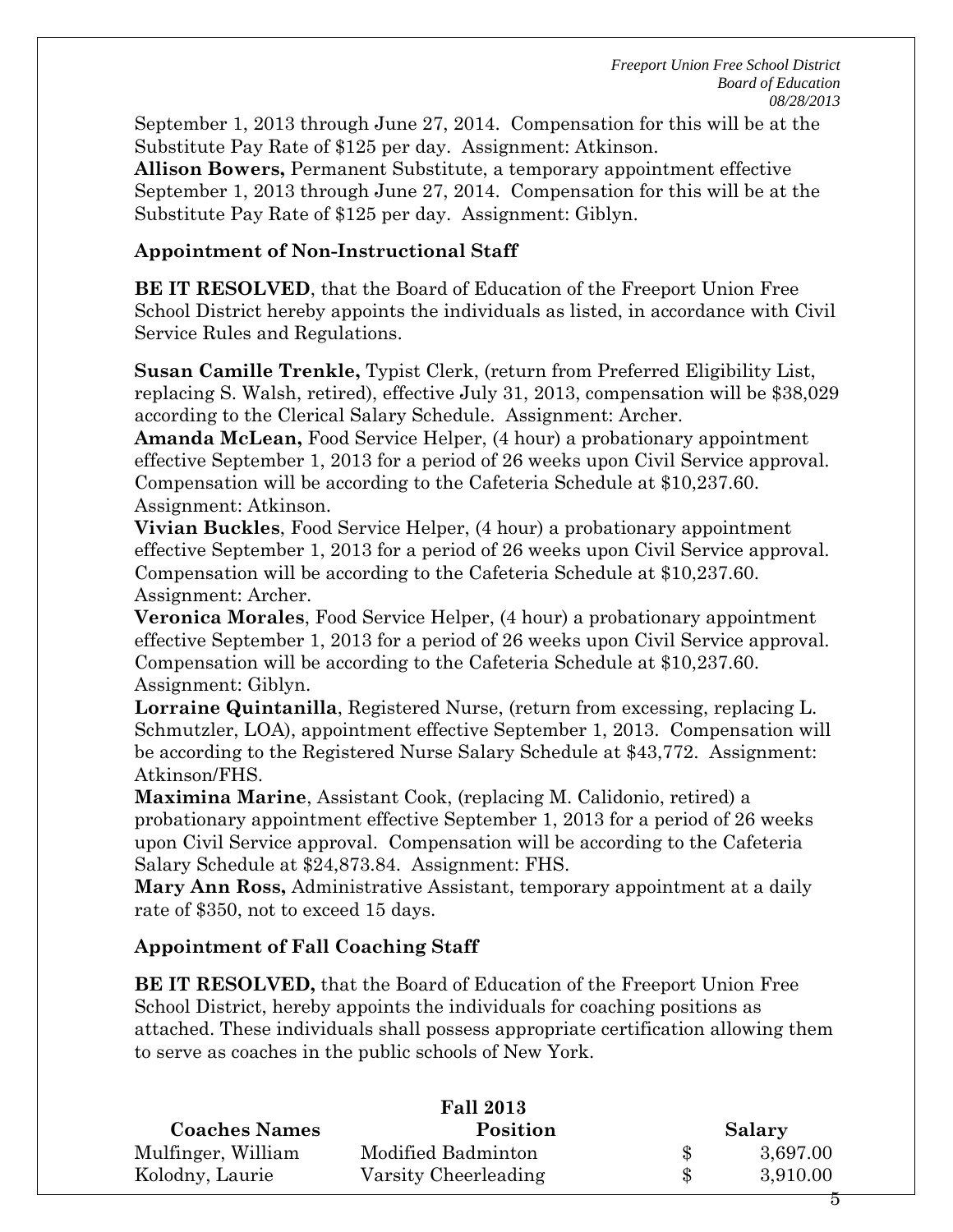September 1, 2013 through June 27, 2014. Compensation for this will be at the Substitute Pay Rate of $125 per day. Assignment: Atkinson.
**Allison Bowers,** Permanent Substitute, a temporary appointment effective September 1, 2013 through June 27, 2014. Compensation for this will be at the Substitute Pay Rate of $125 per day. Assignment: Giblyn.

**Appointment of Non-Instructional Staff**

**BE IT RESOLVED**, that the Board of Education of the Freeport Union Free School District hereby appoints the individuals as listed, in accordance with Civil Service Rules and Regulations.

**Susan Camille Trenkle,** Typist Clerk, (return from Preferred Eligibility List, replacing S. Walsh, retired), effective July 31, 2013, compensation will be $38,029 according to the Clerical Salary Schedule. Assignment: Archer.
**Amanda McLean,** Food Service Helper, (4 hour) a probationary appointment effective September 1, 2013 for a period of 26 weeks upon Civil Service approval. Compensation will be according to the Cafeteria Schedule at $10,237.60. Assignment: Atkinson.
**Vivian Buckles**, Food Service Helper, (4 hour) a probationary appointment effective September 1, 2013 for a period of 26 weeks upon Civil Service approval. Compensation will be according to the Cafeteria Schedule at $10,237.60. Assignment: Archer.
**Veronica Morales**, Food Service Helper, (4 hour) a probationary appointment effective September 1, 2013 for a period of 26 weeks upon Civil Service approval. Compensation will be according to the Cafeteria Schedule at $10,237.60. Assignment: Giblyn.
**Lorraine Quintanilla**, Registered Nurse, (return from excessing, replacing L. Schmutzler, LOA), appointment effective September 1, 2013. Compensation will be according to the Registered Nurse Salary Schedule at $43,772. Assignment: Atkinson/FHS.
**Maximina Marine**, Assistant Cook, (replacing M. Calidonio, retired) a probationary appointment effective September 1, 2013 for a period of 26 weeks upon Civil Service approval. Compensation will be according to the Cafeteria Salary Schedule at $24,873.84. Assignment: FHS.
**Mary Ann Ross,** Administrative Assistant, temporary appointment at a daily rate of $350, not to exceed 15 days.

**Appointment of Fall Coaching Staff**

**BE IT RESOLVED,** that the Board of Education of the Freeport Union Free School District, hereby appoints the individuals for coaching positions as attached. These individuals shall possess appropriate certification allowing them to serve as coaches in the public schools of New York.

**Fall 2013**

| Coaches Names | Position | Salary |
|---|---|---|
| Mulfinger, William | Modified Badminton | $ 3,697.00 |
| Kolodny, Laurie | Varsity Cheerleading | $ 3,910.00 |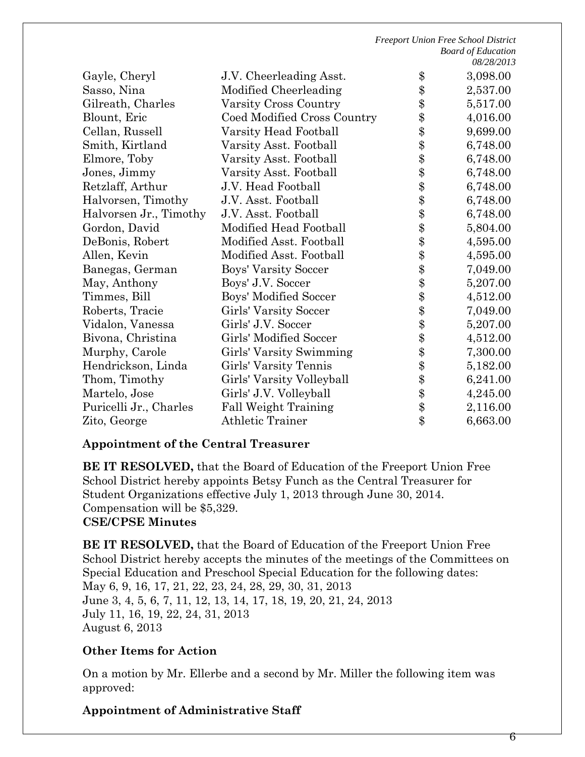| | | | |
|---|---|---|---|
| Gayle, Cheryl | J.V. Cheerleading Asst. | $ | 3,098.00 |
| Sasso, Nina | Modified Cheerleading | $ | 2,537.00 |
| Gilreath, Charles | Varsity Cross Country | $ | 5,517.00 |
| Blount, Eric | Coed Modified Cross Country | $ | 4,016.00 |
| Cellan, Russell | Varsity Head Football | $ | 9,699.00 |
| Smith, Kirtland | Varsity Asst. Football | $ | 6,748.00 |
| Elmore, Toby | Varsity Asst. Football | $ | 6,748.00 |
| Jones, Jimmy | Varsity Asst. Football | $ | 6,748.00 |
| Retzlaff, Arthur | J.V. Head Football | $ | 6,748.00 |
| Halvorsen, Timothy | J.V. Asst. Football | $ | 6,748.00 |
| Halvorsen Jr., Timothy | J.V. Asst. Football | $ | 6,748.00 |
| Gordon, David | Modified Head Football | $ | 5,804.00 |
| DeBonis, Robert | Modified Asst. Football | $ | 4,595.00 |
| Allen, Kevin | Modified Asst. Football | $ | 4,595.00 |
| Banegas, German | Boys' Varsity Soccer | $ | 7,049.00 |
| May, Anthony | Boys' J.V. Soccer | $ | 5,207.00 |
| Timmes, Bill | Boys' Modified Soccer | $ | 4,512.00 |
| Roberts, Tracie | Girls' Varsity Soccer | $ | 7,049.00 |
| Vidalon, Vanessa | Girls' J.V. Soccer | $ | 5,207.00 |
| Bivona, Christina | Girls' Modified Soccer | $ | 4,512.00 |
| Murphy, Carole | Girls' Varsity Swimming | $ | 7,300.00 |
| Hendrickson, Linda | Girls' Varsity Tennis | $ | 5,182.00 |
| Thom, Timothy | Girls' Varsity Volleyball | $ | 6,241.00 |
| Martelo, Jose | Girls' J.V. Volleyball | $ | 4,245.00 |
| Puricelli Jr., Charles | Fall Weight Training | $ | 2,116.00 |
| Zito, George | Athletic Trainer | $ | 6,663.00 |

**Appointment of the Central Treasurer**

**BE IT RESOLVED,** that the Board of Education of the Freeport Union Free School District hereby appoints Betsy Funch as the Central Treasurer for Student Organizations effective July 1, 2013 through June 30, 2014. Compensation will be $5,329.

**CSE/CPSE Minutes**

**BE IT RESOLVED,** that the Board of Education of the Freeport Union Free School District hereby accepts the minutes of the meetings of the Committees on Special Education and Preschool Special Education for the following dates:
May 6, 9, 16, 17, 21, 22, 23, 24, 28, 29, 30, 31, 2013
June 3, 4, 5, 6, 7, 11, 12, 13, 14, 17, 18, 19, 20, 21, 24, 2013
July 11, 16, 19, 22, 24, 31, 2013
August 6, 2013

**Other Items for Action**

On a motion by Mr. Ellerbe and a second by Mr. Miller the following item was approved:

**Appointment of Administrative Staff**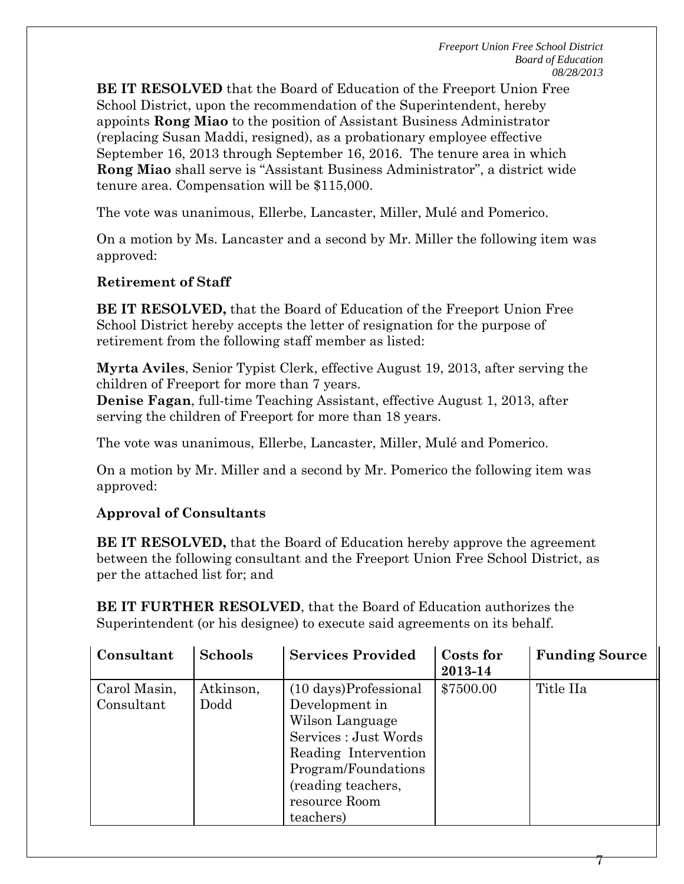**BE IT RESOLVED** that the Board of Education of the Freeport Union Free School District, upon the recommendation of the Superintendent, hereby appoints **Rong Miao** to the position of Assistant Business Administrator (replacing Susan Maddi, resigned), as a probationary employee effective September 16, 2013 through September 16, 2016. The tenure area in which **Rong Miao** shall serve is "Assistant Business Administrator", a district wide tenure area. Compensation will be $115,000.

The vote was unanimous, Ellerbe, Lancaster, Miller, Mulé and Pomerico.

On a motion by Ms. Lancaster and a second by Mr. Miller the following item was approved:

**Retirement of Staff**

**BE IT RESOLVED,** that the Board of Education of the Freeport Union Free School District hereby accepts the letter of resignation for the purpose of retirement from the following staff member as listed:

**Myrta Aviles**, Senior Typist Clerk, effective August 19, 2013, after serving the children of Freeport for more than 7 years.
**Denise Fagan**, full-time Teaching Assistant, effective August 1, 2013, after serving the children of Freeport for more than 18 years.

The vote was unanimous, Ellerbe, Lancaster, Miller, Mulé and Pomerico.

On a motion by Mr. Miller and a second by Mr. Pomerico the following item was approved:

**Approval of Consultants**

**BE IT RESOLVED,** that the Board of Education hereby approve the agreement between the following consultant and the Freeport Union Free School District, as per the attached list for; and

**BE IT FURTHER RESOLVED**, that the Board of Education authorizes the Superintendent (or his designee) to execute said agreements on its behalf.

| Consultant | Schools | Services Provided | Costs for 2013-14 | Funding Source |
|---|---|---|---|---|
| Carol Masin, Consultant | Atkinson, Dodd | (10 days)Professional Development in Wilson Language Services : Just Words Reading Intervention Program/Foundations (reading teachers, resource Room teachers) | $7500.00 | Title IIa |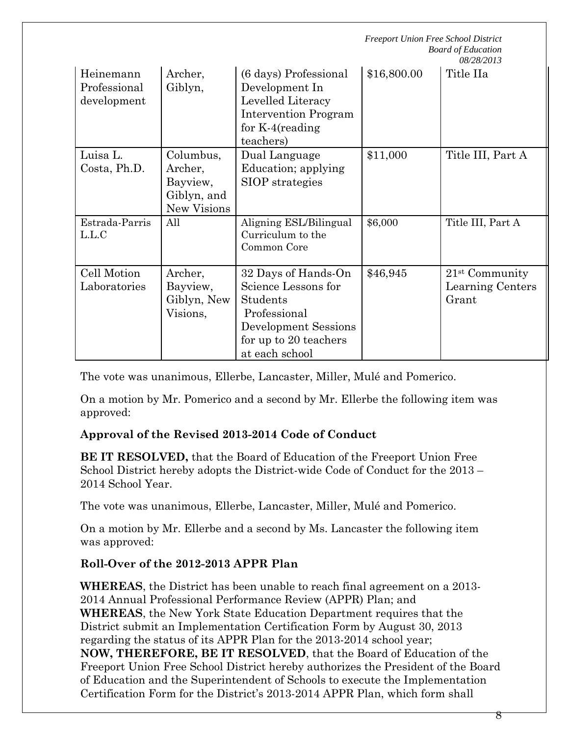| Heinemann Professional development | Archer, Giblyn, | (6 days) Professional Development In Levelled Literacy Intervention Program for K-4(reading teachers) | $16,800.00 | Title IIa |
|---|---|---|---|---|
| Luisa L. Costa, Ph.D. | Columbus, Archer, Bayview, Giblyn, and New Visions | Dual Language Education; applying SIOP strategies | $11,000 | Title III, Part A |
| Estrada-Parris L.L.C | All | Aligning ESL/Bilingual Curriculum to the Common Core | $6,000 | Title III, Part A |
| Cell Motion Laboratories | Archer, Bayview, Giblyn, New Visions, | 32 Days of Hands-On Science Lessons for Students Professional Development Sessions for up to 20 teachers at each school | $46,945 | 21st Community Learning Centers Grant |

The vote was unanimous, Ellerbe, Lancaster, Miller, Mulé and Pomerico.

On a motion by Mr. Pomerico and a second by Mr. Ellerbe the following item was approved:

**Approval of the Revised 2013-2014 Code of Conduct**

**BE IT RESOLVED,** that the Board of Education of the Freeport Union Free School District hereby adopts the District-wide Code of Conduct for the 2013 – 2014 School Year.

The vote was unanimous, Ellerbe, Lancaster, Miller, Mulé and Pomerico.

On a motion by Mr. Ellerbe and a second by Ms. Lancaster the following item was approved:

**Roll-Over of the 2012-2013 APPR Plan**

**WHEREAS**, the District has been unable to reach final agreement on a 2013-2014 Annual Professional Performance Review (APPR) Plan; and
**WHEREAS**, the New York State Education Department requires that the District submit an Implementation Certification Form by August 30, 2013 regarding the status of its APPR Plan for the 2013-2014 school year;
**NOW, THEREFORE, BE IT RESOLVED**, that the Board of Education of the Freeport Union Free School District hereby authorizes the President of the Board of Education and the Superintendent of Schools to execute the Implementation Certification Form for the District's 2013-2014 APPR Plan, which form shall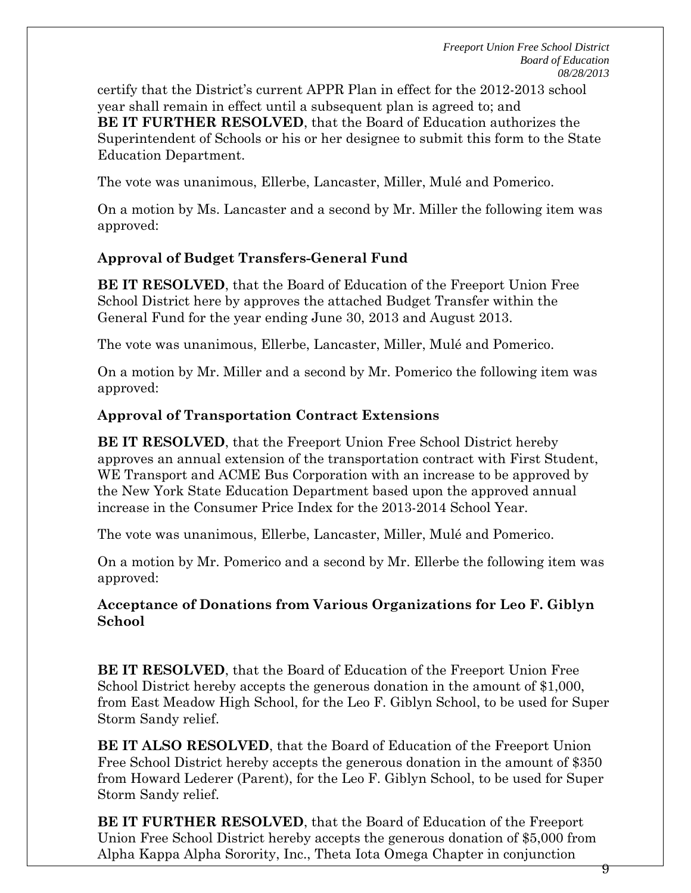certify that the District's current APPR Plan in effect for the 2012-2013 school year shall remain in effect until a subsequent plan is agreed to; and
**BE IT FURTHER RESOLVED**, that the Board of Education authorizes the Superintendent of Schools or his or her designee to submit this form to the State Education Department.

The vote was unanimous, Ellerbe, Lancaster, Miller, Mulé and Pomerico.

On a motion by Ms. Lancaster and a second by Mr. Miller the following item was approved:

**Approval of Budget Transfers-General Fund**

**BE IT RESOLVED**, that the Board of Education of the Freeport Union Free School District here by approves the attached Budget Transfer within the General Fund for the year ending June 30, 2013 and August 2013.

The vote was unanimous, Ellerbe, Lancaster, Miller, Mulé and Pomerico.

On a motion by Mr. Miller and a second by Mr. Pomerico the following item was approved:

**Approval of Transportation Contract Extensions**

**BE IT RESOLVED**, that the Freeport Union Free School District hereby approves an annual extension of the transportation contract with First Student, WE Transport and ACME Bus Corporation with an increase to be approved by the New York State Education Department based upon the approved annual increase in the Consumer Price Index for the 2013-2014 School Year.

The vote was unanimous, Ellerbe, Lancaster, Miller, Mulé and Pomerico.

On a motion by Mr. Pomerico and a second by Mr. Ellerbe the following item was approved:

**Acceptance of Donations from Various Organizations for Leo F. Giblyn School**

**BE IT RESOLVED**, that the Board of Education of the Freeport Union Free School District hereby accepts the generous donation in the amount of $1,000, from East Meadow High School, for the Leo F. Giblyn School, to be used for Super Storm Sandy relief.

**BE IT ALSO RESOLVED**, that the Board of Education of the Freeport Union Free School District hereby accepts the generous donation in the amount of $350 from Howard Lederer (Parent), for the Leo F. Giblyn School, to be used for Super Storm Sandy relief.

**BE IT FURTHER RESOLVED**, that the Board of Education of the Freeport Union Free School District hereby accepts the generous donation of $5,000 from Alpha Kappa Alpha Sorority, Inc., Theta Iota Omega Chapter in conjunction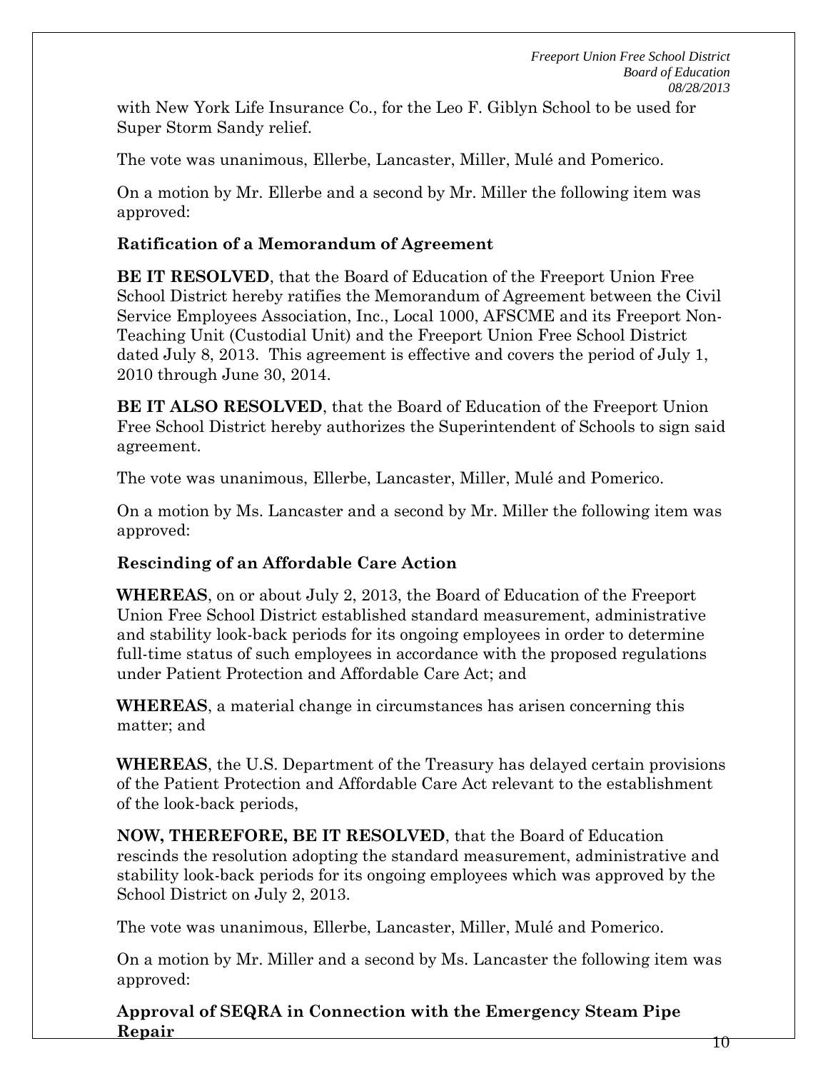with New York Life Insurance Co., for the Leo F. Giblyn School to be used for Super Storm Sandy relief.

The vote was unanimous, Ellerbe, Lancaster, Miller, Mulé and Pomerico.

On a motion by Mr. Ellerbe and a second by Mr. Miller the following item was approved:

**Ratification of a Memorandum of Agreement**

**BE IT RESOLVED**, that the Board of Education of the Freeport Union Free School District hereby ratifies the Memorandum of Agreement between the Civil Service Employees Association, Inc., Local 1000, AFSCME and its Freeport Non-Teaching Unit (Custodial Unit) and the Freeport Union Free School District dated July 8, 2013. This agreement is effective and covers the period of July 1, 2010 through June 30, 2014.

**BE IT ALSO RESOLVED**, that the Board of Education of the Freeport Union Free School District hereby authorizes the Superintendent of Schools to sign said agreement.

The vote was unanimous, Ellerbe, Lancaster, Miller, Mulé and Pomerico.

On a motion by Ms. Lancaster and a second by Mr. Miller the following item was approved:

**Rescinding of an Affordable Care Action**

**WHEREAS**, on or about July 2, 2013, the Board of Education of the Freeport Union Free School District established standard measurement, administrative and stability look-back periods for its ongoing employees in order to determine full-time status of such employees in accordance with the proposed regulations under Patient Protection and Affordable Care Act; and

**WHEREAS**, a material change in circumstances has arisen concerning this matter; and

**WHEREAS**, the U.S. Department of the Treasury has delayed certain provisions of the Patient Protection and Affordable Care Act relevant to the establishment of the look-back periods,

**NOW, THEREFORE, BE IT RESOLVED**, that the Board of Education rescinds the resolution adopting the standard measurement, administrative and stability look-back periods for its ongoing employees which was approved by the School District on July 2, 2013.

The vote was unanimous, Ellerbe, Lancaster, Miller, Mulé and Pomerico.

On a motion by Mr. Miller and a second by Ms. Lancaster the following item was approved:

**Approval of SEQRA in Connection with the Emergency Steam Pipe Repair**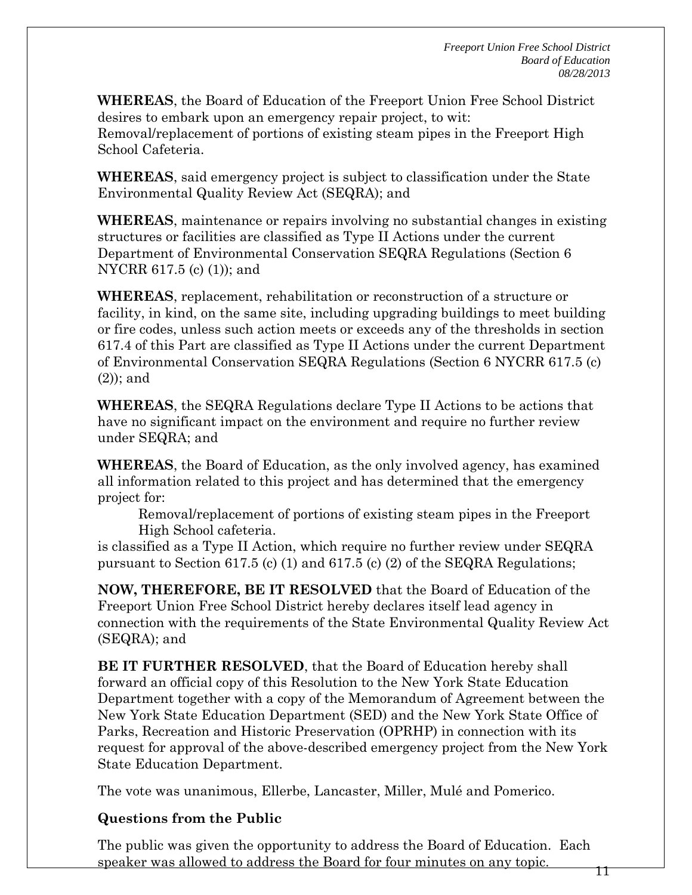**WHEREAS**, the Board of Education of the Freeport Union Free School District desires to embark upon an emergency repair project, to wit: Removal/replacement of portions of existing steam pipes in the Freeport High School Cafeteria.

**WHEREAS**, said emergency project is subject to classification under the State Environmental Quality Review Act (SEQRA); and

**WHEREAS**, maintenance or repairs involving no substantial changes in existing structures or facilities are classified as Type II Actions under the current Department of Environmental Conservation SEQRA Regulations (Section 6 NYCRR 617.5 (c) (1)); and

**WHEREAS**, replacement, rehabilitation or reconstruction of a structure or facility, in kind, on the same site, including upgrading buildings to meet building or fire codes, unless such action meets or exceeds any of the thresholds in section 617.4 of this Part are classified as Type II Actions under the current Department of Environmental Conservation SEQRA Regulations (Section 6 NYCRR 617.5 (c) (2)); and

**WHEREAS**, the SEQRA Regulations declare Type II Actions to be actions that have no significant impact on the environment and require no further review under SEQRA; and

**WHEREAS**, the Board of Education, as the only involved agency, has examined all information related to this project and has determined that the emergency project for:

> Removal/replacement of portions of existing steam pipes in the Freeport High School cafeteria.

is classified as a Type II Action, which require no further review under SEQRA pursuant to Section 617.5 (c) (1) and 617.5 (c) (2) of the SEQRA Regulations;

**NOW, THEREFORE, BE IT RESOLVED** that the Board of Education of the Freeport Union Free School District hereby declares itself lead agency in connection with the requirements of the State Environmental Quality Review Act (SEQRA); and

**BE IT FURTHER RESOLVED**, that the Board of Education hereby shall forward an official copy of this Resolution to the New York State Education Department together with a copy of the Memorandum of Agreement between the New York State Education Department (SED) and the New York State Office of Parks, Recreation and Historic Preservation (OPRHP) in connection with its request for approval of the above-described emergency project from the New York State Education Department.

The vote was unanimous, Ellerbe, Lancaster, Miller, Mulé and Pomerico.

### Questions from the Public

The public was given the opportunity to address the Board of Education. Each speaker was allowed to address the Board for four minutes on any topic.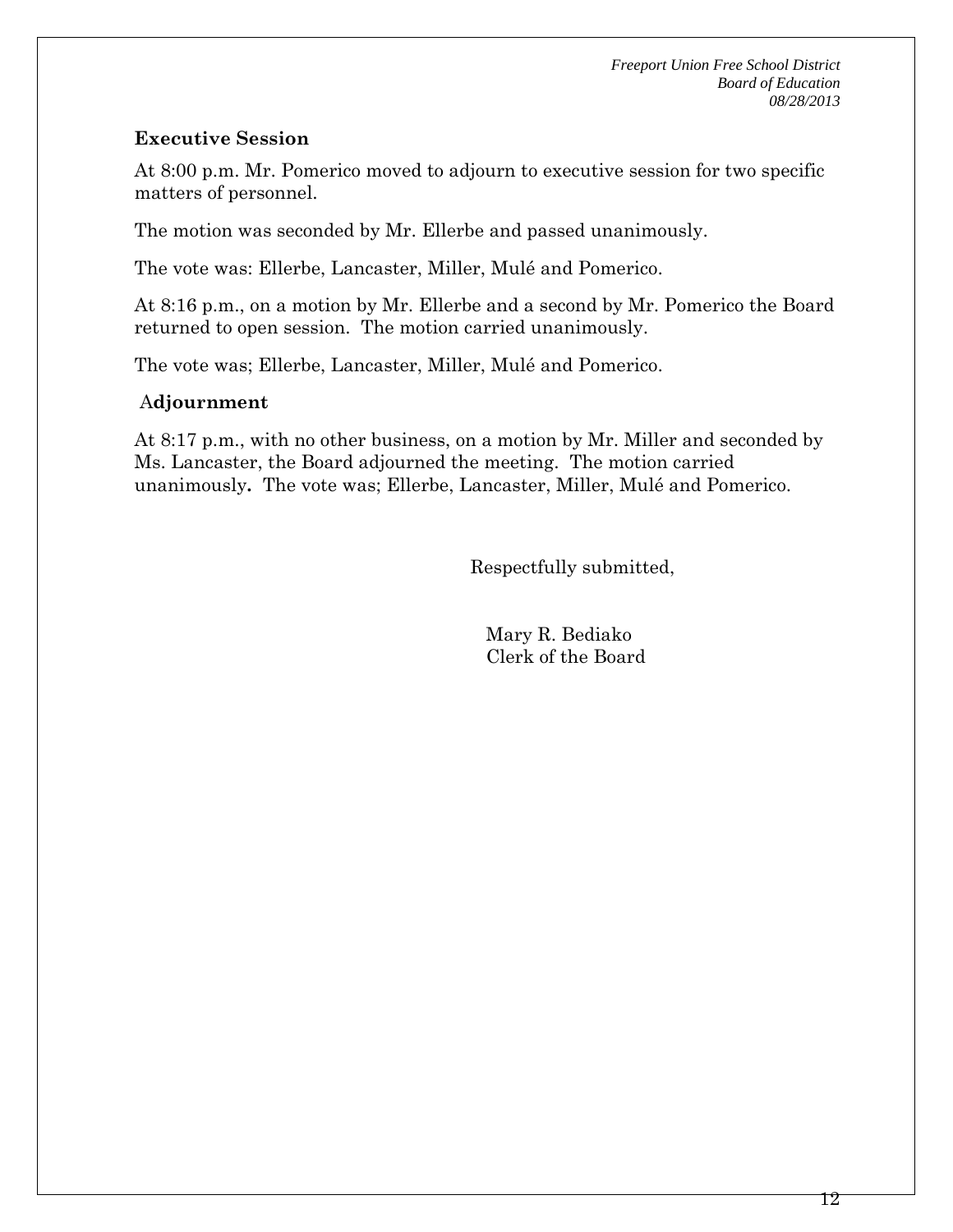**Executive Session**

At 8:00 p.m. Mr. Pomerico moved to adjourn to executive session for two specific matters of personnel.

The motion was seconded by Mr. Ellerbe and passed unanimously.

The vote was: Ellerbe, Lancaster, Miller, Mulé and Pomerico.

At 8:16 p.m., on a motion by Mr. Ellerbe and a second by Mr. Pomerico the Board returned to open session. The motion carried unanimously.

The vote was; Ellerbe, Lancaster, Miller, Mulé and Pomerico.

**Adjournment**

At 8:17 p.m., with no other business, on a motion by Mr. Miller and seconded by Ms. Lancaster, the Board adjourned the meeting. The motion carried unanimously**.** The vote was; Ellerbe, Lancaster, Miller, Mulé and Pomerico.

Respectfully submitted,

Mary R. Bediako
Clerk of the Board